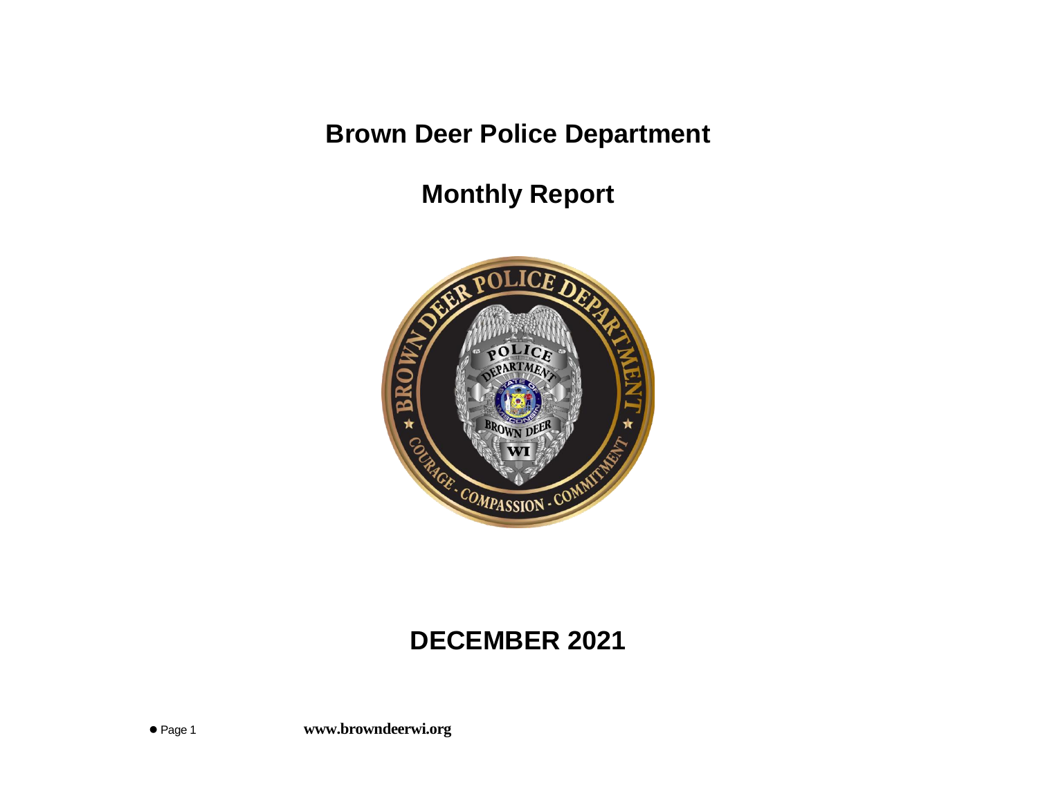# Brown Deer Police Department

## Monthly Report

## DECEMBER 2021

**www.browndeerwi.org**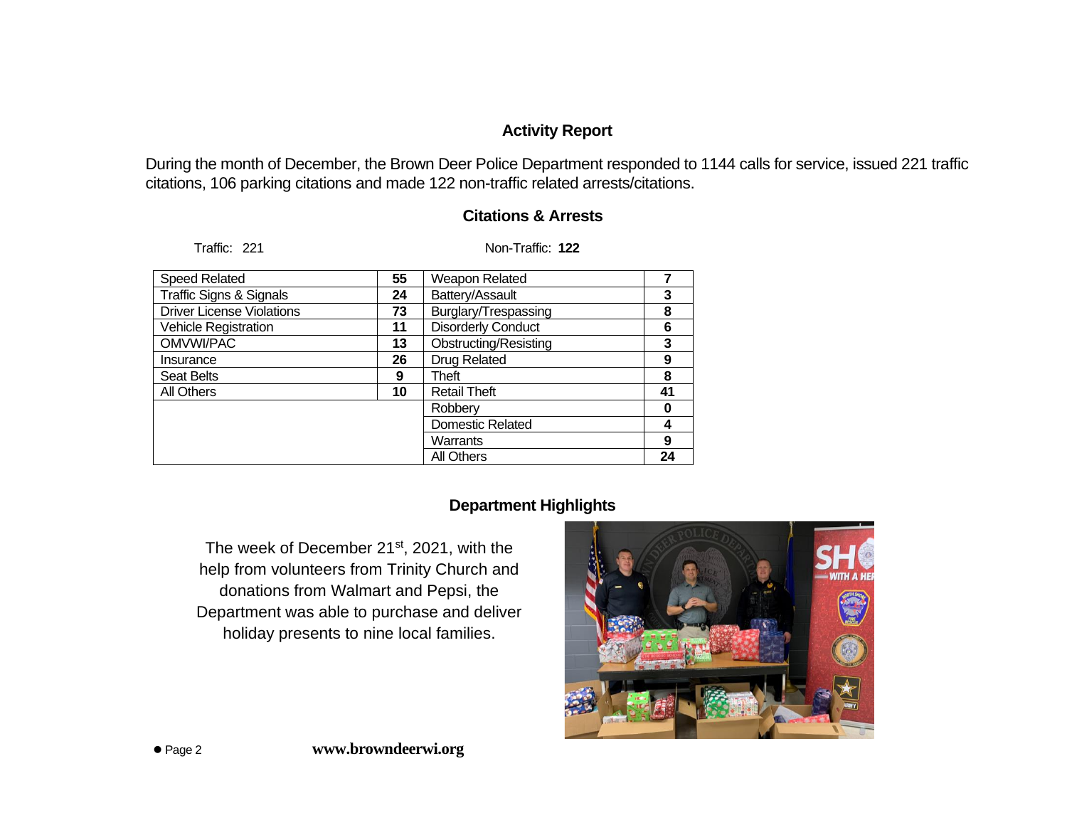## Activity Report

During the month of December, the Brown Deer Police Department responded to 1144 calls for service, issued 221 traffic citations, 106 parking citations and made 122 non-traffic related arrests/citations.

## Citations & Arrests

Traffic: 221

Non-Traffic: **122**

| Traffic | | Non-Traffic | |
|---|---|---|---|
| Speed Related | **55** | Weapon Related | **7** |
| Traffic Signs & Signals | **24** | Battery/Assault | **3** |
| Driver License Violations | **73** | Burglary/Trespassing | **8** |
| Vehicle Registration | **11** | Disorderly Conduct | **6** |
| OMVWI/PAC | **13** | Obstructing/Resisting | **3** |
| Insurance | **26** | Drug Related | **9** |
| Seat Belts | **9** | Theft | **8** |
| All Others | **10** | Retail Theft | **41** |
| | | Robbery | **0** |
| | | Domestic Related | **4** |
| | | Warrants | **9** |
| | | All Others | **24** |

## Department Highlights

The week of December 21st, 2021, with the help from volunteers from Trinity Church and donations from Walmart and Pepsi, the Department was able to purchase and deliver holiday presents to nine local families.

**www.browndeerwi.org**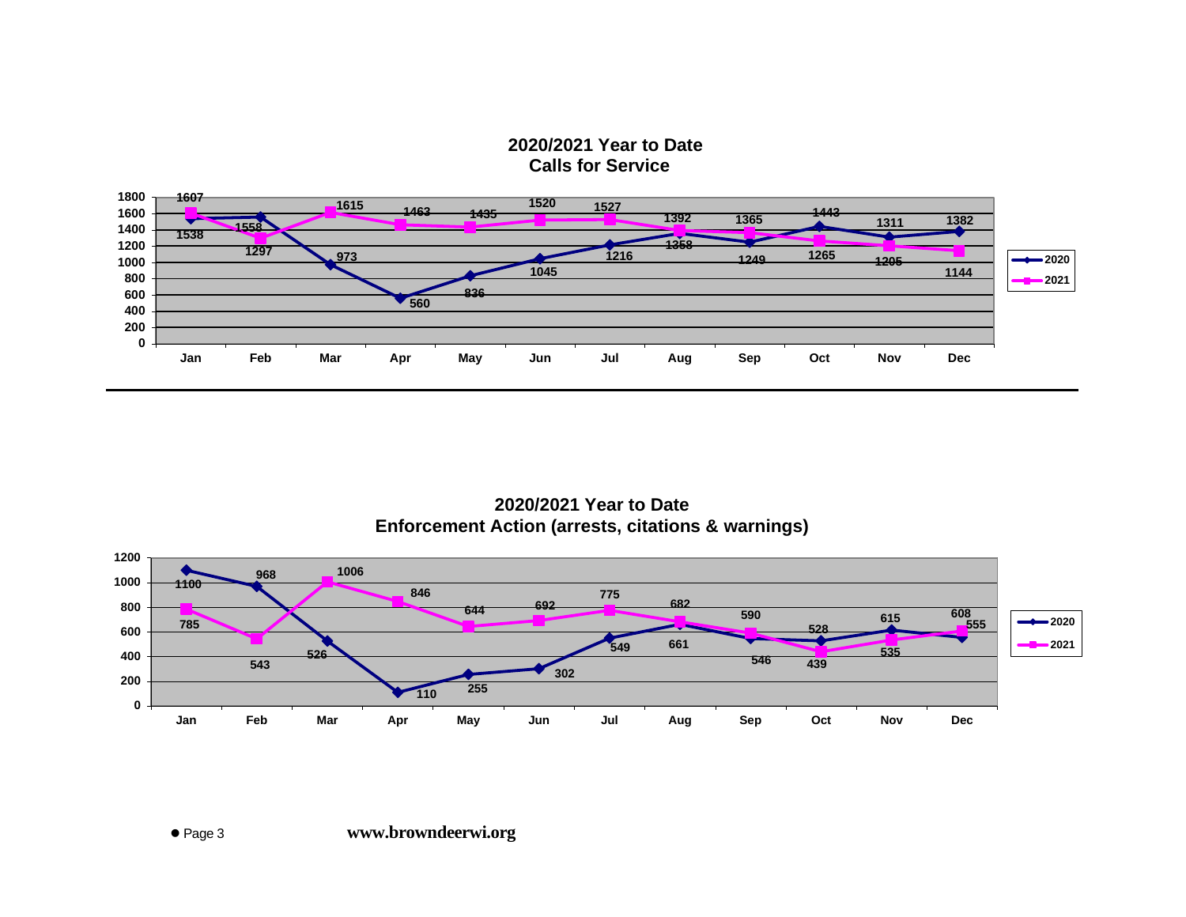## 2020/2021 Year to Date
## Calls for Service

| | Jan | Feb | Mar | Apr | May | Jun | Jul | Aug | Sep | Oct | Nov | Dec |
|---|---|---|---|---|---|---|---|---|---|---|---|---|
| 2020 | 1538 | 1558 | 973 | 560 | 836 | 1045 | 1216 | 1358 | 1249 | 1443 | 1311 | 1382 |
| 2021 | 1607 | 1297 | 1615 | 1463 | 1435 | 1520 | 1527 | 1392 | 1365 | 1265 | 1205 | 1144 |

## 2020/2021 Year to Date
## Enforcement Action (arrests, citations & warnings)

| | Jan | Feb | Mar | Apr | May | Jun | Jul | Aug | Sep | Oct | Nov | Dec |
|---|---|---|---|---|---|---|---|---|---|---|---|---|
| 2020 | 1100 | 968 | 526 | 110 | 255 | 302 | 549 | 661 | 546 | 528 | 615 | 555 |
| 2021 | 785 | 543 | 1006 | 846 | 644 | 692 | 775 | 682 | 590 | 439 | 535 | 608 |

www.browndeerwi.org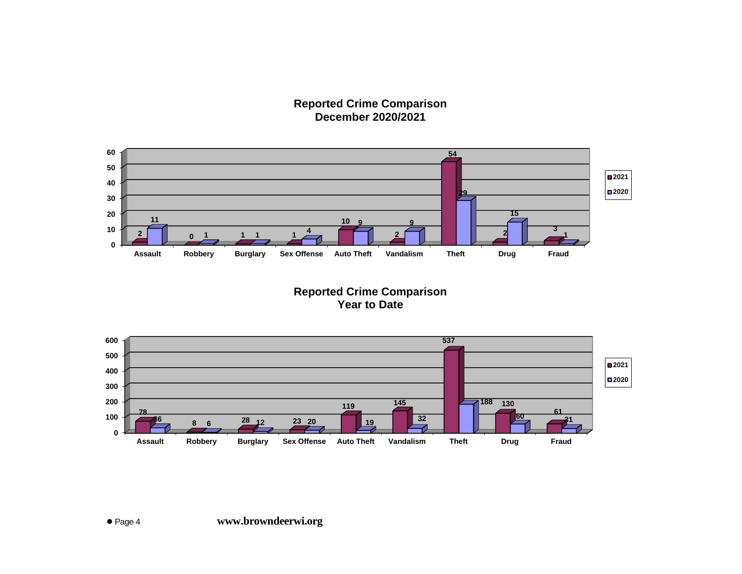## Reported Crime Comparison
## December 2020/2021

| | Assault | Robbery | Burglary | Sex Offense | Auto Theft | Vandalism | Theft | Drug | Fraud |
|---|---|---|---|---|---|---|---|---|---|
| 2021 | 2 | 0 | 1 | 1 | 10 | 2 | 54 | 2 | 3 |
| 2020 | 11 | 1 | 1 | 4 | 9 | 9 | 29 | 15 | 1 |

## Reported Crime Comparison
## Year to Date

| | Assault | Robbery | Burglary | Sex Offense | Auto Theft | Vandalism | Theft | Drug | Fraud |
|---|---|---|---|---|---|---|---|---|---|
| 2021 | 78 | 8 | 28 | 23 | 119 | 145 | 537 | 130 | 61 |
| 2020 | 36 | 6 | 12 | 20 | 19 | 32 | 188 | 60 | 31 |

www.browndeerwi.org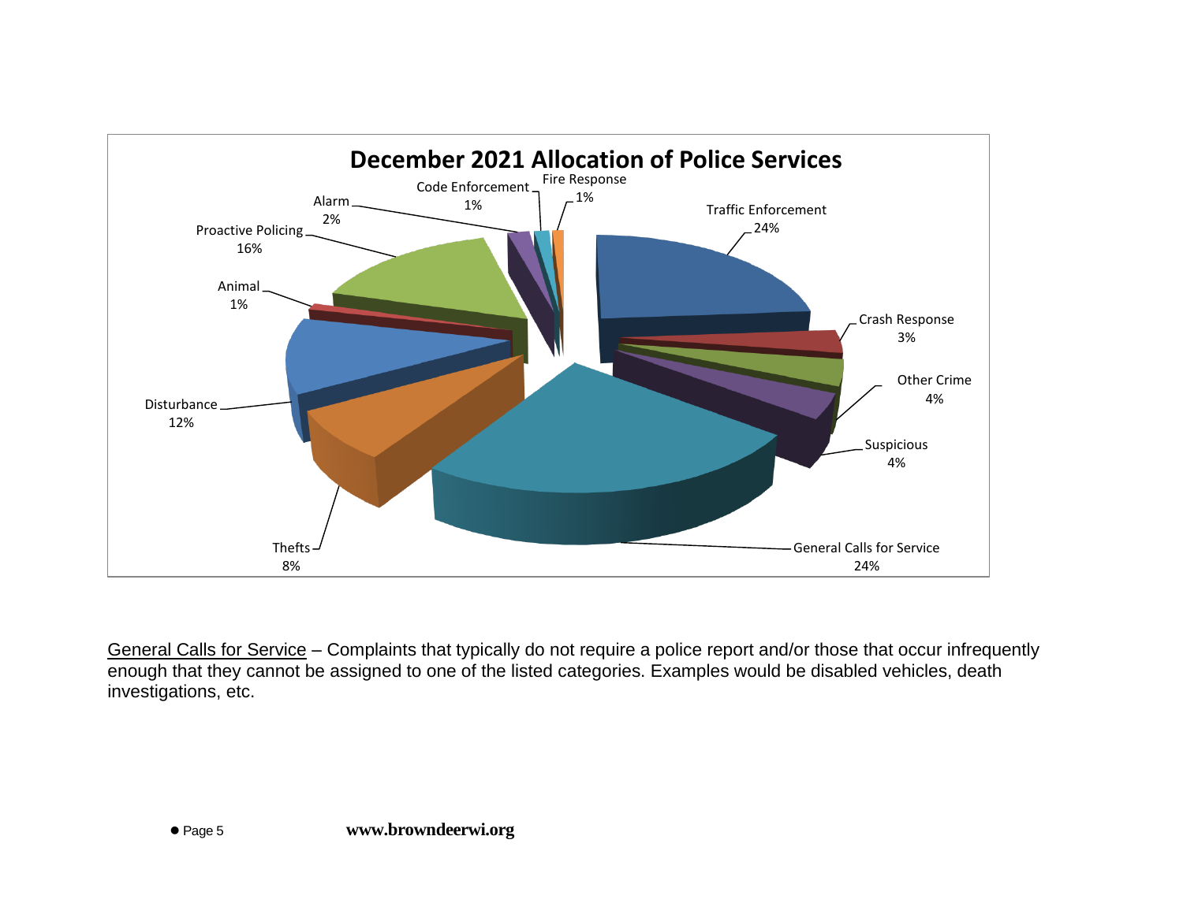## December 2021 Allocation of Police Services

| Category | Percentage |
| --- | --- |
| Traffic Enforcement | 24% |
| Crash Response | 3% |
| Other Crime | 4% |
| Suspicious | 4% |
| General Calls for Service | 24% |
| Thefts | 8% |
| Disturbance | 12% |
| Animal | 1% |
| Proactive Policing | 16% |
| Alarm | 2% |
| Code Enforcement | 1% |
| Fire Response | 1% |

General Calls for Service – Complaints that typically do not require a police report and/or those that occur infrequently enough that they cannot be assigned to one of the listed categories. Examples would be disabled vehicles, death investigations, etc.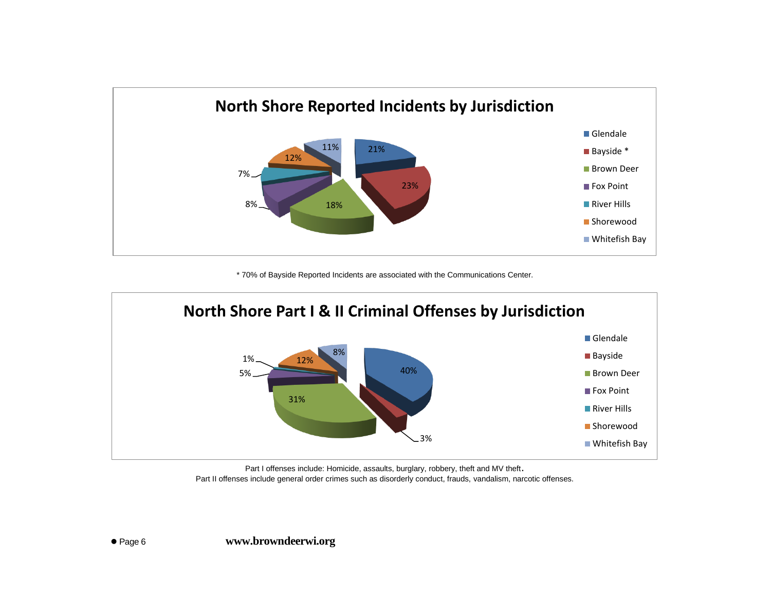## North Shore Reported Incidents by Jurisdiction

| Jurisdiction | Percentage |
|---|---|
| Glendale | 21% |
| Bayside * | 23% |
| Brown Deer | 18% |
| Fox Point | 8% |
| River Hills | 7% |
| Shorewood | 12% |
| Whitefish Bay | 11% |

* 70% of Bayside Reported Incidents are associated with the Communications Center.

## North Shore Part I & II Criminal Offenses by Jurisdiction

| Jurisdiction | Percentage |
|---|---|
| Glendale | 40% |
| Bayside | 3% |
| Brown Deer | 31% |
| Fox Point | 5% |
| River Hills | 1% |
| Shorewood | 12% |
| Whitefish Bay | 8% |

Part I offenses include: Homicide, assaults, burglary, robbery, theft and MV theft.
Part II offenses include general order crimes such as disorderly conduct, frauds, vandalism, narcotic offenses.

www.browndeerwi.org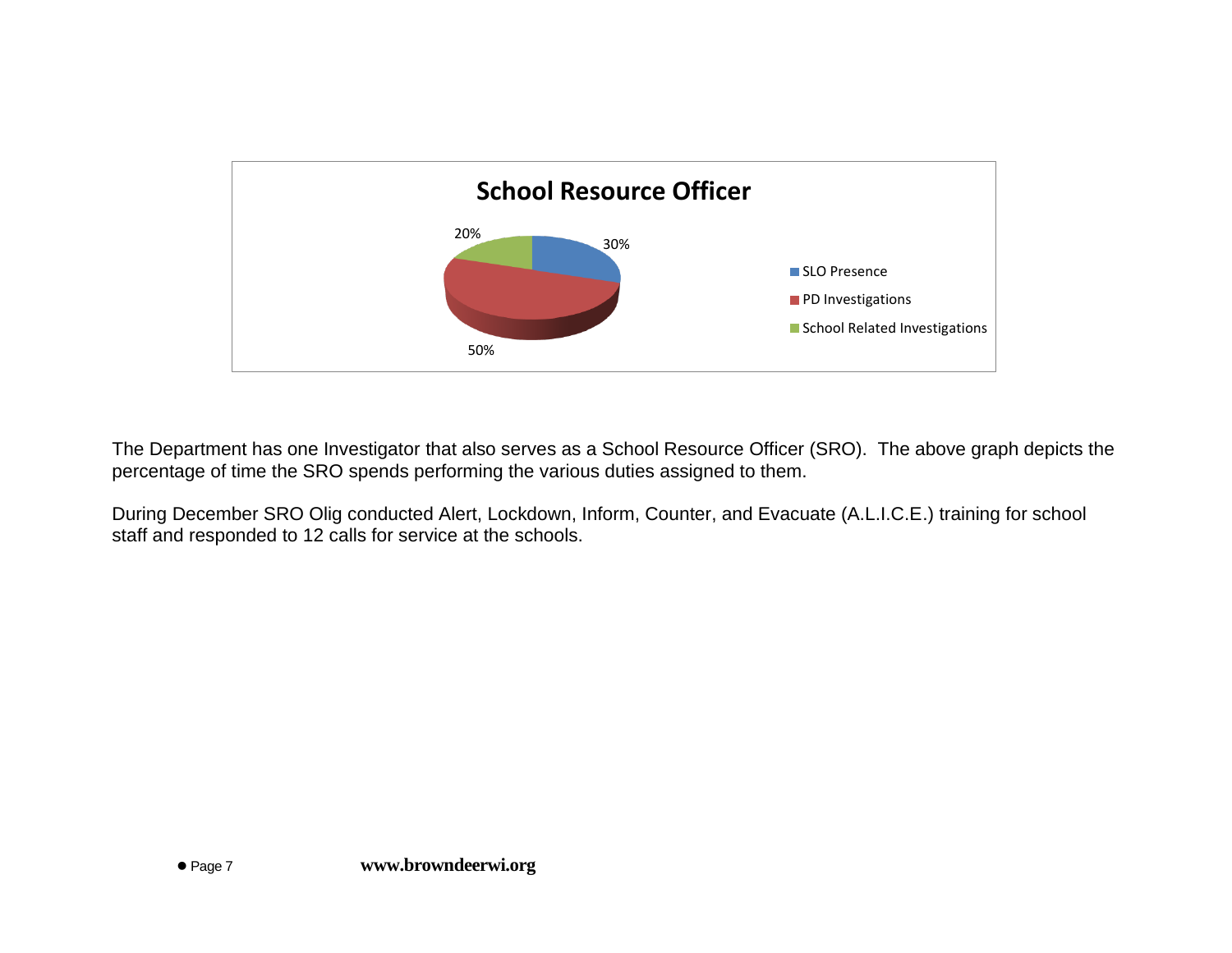**School Resource Officer**

20%

30%

50%

SLO Presence

PD Investigations

School Related Investigations

The Department has one Investigator that also serves as a School Resource Officer (SRO). The above graph depicts the percentage of time the SRO spends performing the various duties assigned to them.

During December SRO Olig conducted Alert, Lockdown, Inform, Counter, and Evacuate (A.L.I.C.E.) training for school staff and responded to 12 calls for service at the schools.